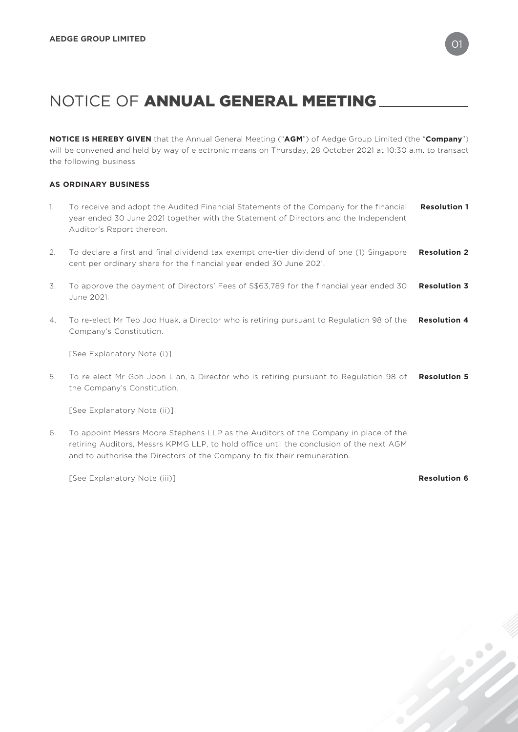# NOTICE OF ANNUAL GENERAL MEETING

**NOTICE IS HEREBY GIVEN** that the Annual General Meeting ("**AGM**") of Aedge Group Limited (the "**Company**") will be convened and held by way of electronic means on Thursday, 28 October 2021 at 10:30 a.m. to transact the following business

**AS ORDINARY BUSINESS**

1. To receive and adopt the Audited Financial Statements of the Company for the financial year ended 30 June 2021 together with the Statement of Directors and the Independent Auditor's Report thereon. **Resolution 1**

2. To declare a first and final dividend tax exempt one-tier dividend of one (1) Singapore cent per ordinary share for the financial year ended 30 June 2021. **Resolution 2**

3. To approve the payment of Directors' Fees of S$63,789 for the financial year ended 30 June 2021. **Resolution 3**

4. To re-elect Mr Teo Joo Huak, a Director who is retiring pursuant to Regulation 98 of the Company's Constitution. **Resolution 4**

   [See Explanatory Note (i)]

5. To re-elect Mr Goh Joon Lian, a Director who is retiring pursuant to Regulation 98 of the Company's Constitution. **Resolution 5**

   [See Explanatory Note (ii)]

6. To appoint Messrs Moore Stephens LLP as the Auditors of the Company in place of the retiring Auditors, Messrs KPMG LLP, to hold office until the conclusion of the next AGM and to authorise the Directors of the Company to fix their remuneration.

   [See Explanatory Note (iii)] **Resolution 6**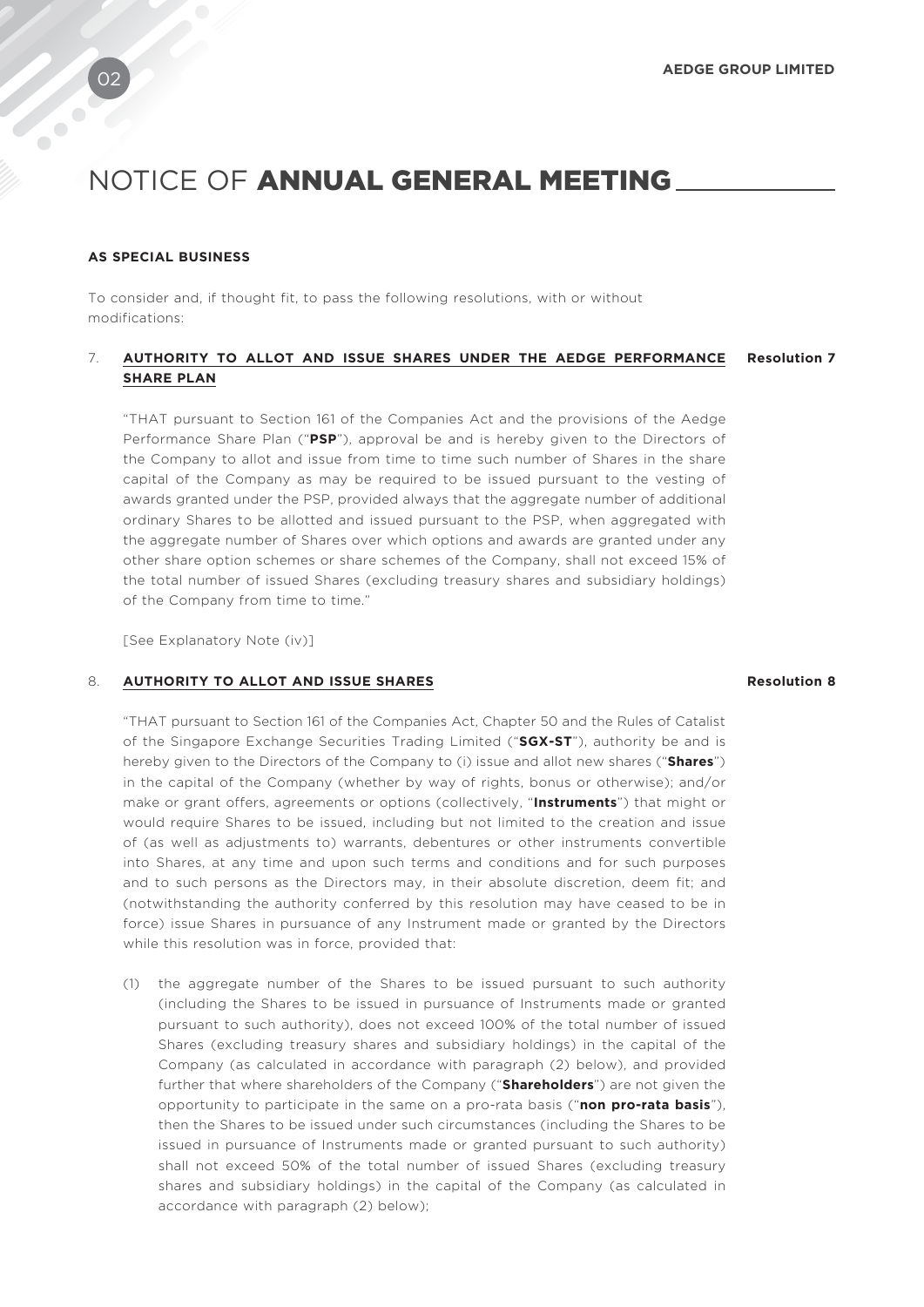# NOTICE OF **ANNUAL GENERAL MEETING**

**AS SPECIAL BUSINESS**

To consider and, if thought fit, to pass the following resolutions, with or without modifications:

7. **AUTHORITY TO ALLOT AND ISSUE SHARES UNDER THE AEDGE PERFORMANCE SHARE PLAN** **Resolution 7**

   "THAT pursuant to Section 161 of the Companies Act and the provisions of the Aedge Performance Share Plan ("**PSP**"), approval be and is hereby given to the Directors of the Company to allot and issue from time to time such number of Shares in the share capital of the Company as may be required to be issued pursuant to the vesting of awards granted under the PSP, provided always that the aggregate number of additional ordinary Shares to be allotted and issued pursuant to the PSP, when aggregated with the aggregate number of Shares over which options and awards are granted under any other share option schemes or share schemes of the Company, shall not exceed 15% of the total number of issued Shares (excluding treasury shares and subsidiary holdings) of the Company from time to time."

   [See Explanatory Note (iv)]

8. **AUTHORITY TO ALLOT AND ISSUE SHARES** **Resolution 8**

   "THAT pursuant to Section 161 of the Companies Act, Chapter 50 and the Rules of Catalist of the Singapore Exchange Securities Trading Limited ("**SGX-ST**"), authority be and is hereby given to the Directors of the Company to (i) issue and allot new shares ("**Shares**") in the capital of the Company (whether by way of rights, bonus or otherwise); and/or make or grant offers, agreements or options (collectively, "**Instruments**") that might or would require Shares to be issued, including but not limited to the creation and issue of (as well as adjustments to) warrants, debentures or other instruments convertible into Shares, at any time and upon such terms and conditions and for such purposes and to such persons as the Directors may, in their absolute discretion, deem fit; and (notwithstanding the authority conferred by this resolution may have ceased to be in force) issue Shares in pursuance of any Instrument made or granted by the Directors while this resolution was in force, provided that:

   (1) the aggregate number of the Shares to be issued pursuant to such authority (including the Shares to be issued in pursuance of Instruments made or granted pursuant to such authority), does not exceed 100% of the total number of issued Shares (excluding treasury shares and subsidiary holdings) in the capital of the Company (as calculated in accordance with paragraph (2) below), and provided further that where shareholders of the Company ("**Shareholders**") are not given the opportunity to participate in the same on a pro-rata basis ("**non pro-rata basis**"), then the Shares to be issued under such circumstances (including the Shares to be issued in pursuance of Instruments made or granted pursuant to such authority) shall not exceed 50% of the total number of issued Shares (excluding treasury shares and subsidiary holdings) in the capital of the Company (as calculated in accordance with paragraph (2) below);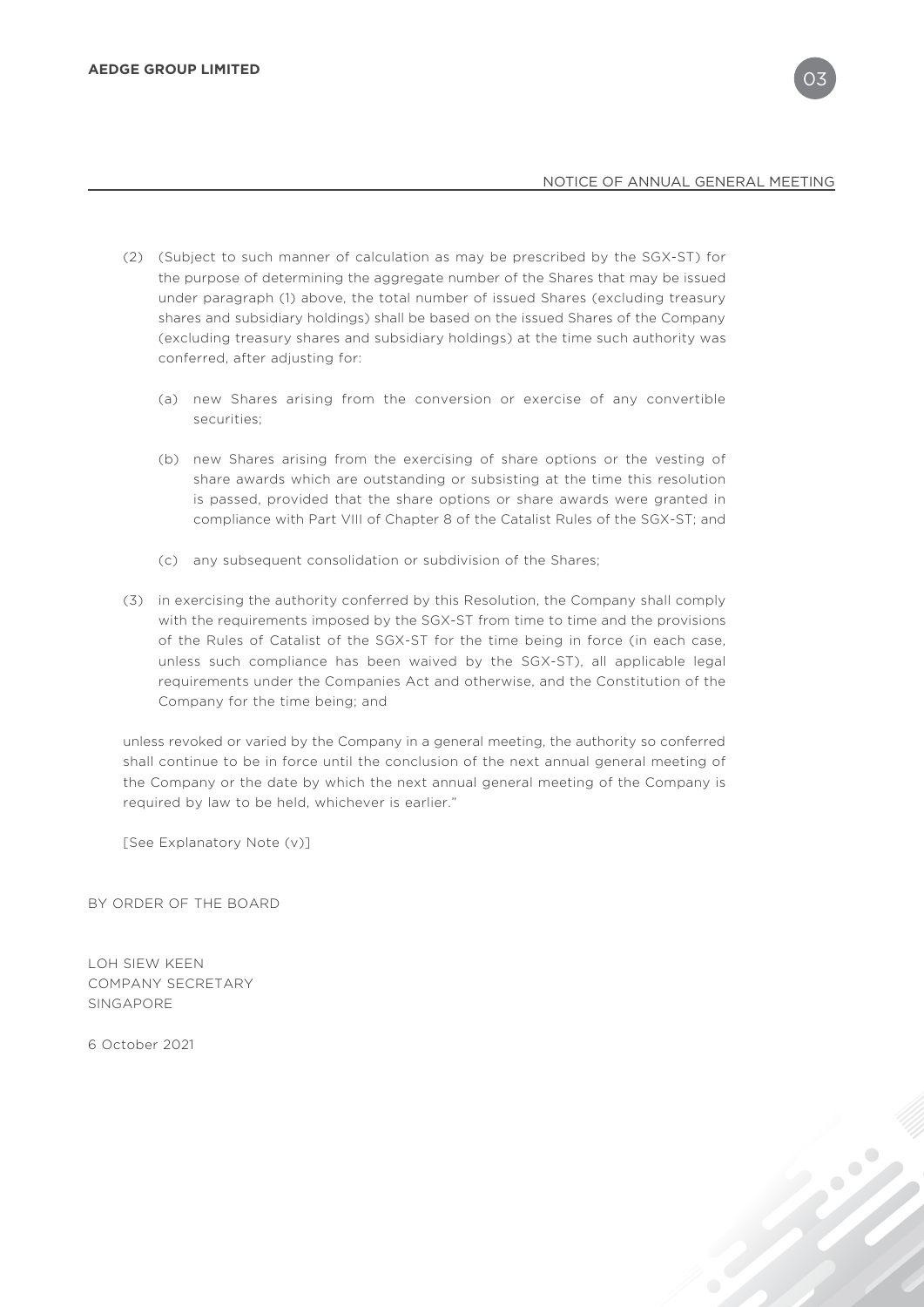(2) (Subject to such manner of calculation as may be prescribed by the SGX-ST) for the purpose of determining the aggregate number of the Shares that may be issued under paragraph (1) above, the total number of issued Shares (excluding treasury shares and subsidiary holdings) shall be based on the issued Shares of the Company (excluding treasury shares and subsidiary holdings) at the time such authority was conferred, after adjusting for:

   (a) new Shares arising from the conversion or exercise of any convertible securities;

   (b) new Shares arising from the exercising of share options or the vesting of share awards which are outstanding or subsisting at the time this resolution is passed, provided that the share options or share awards were granted in compliance with Part VIII of Chapter 8 of the Catalist Rules of the SGX-ST; and

   (c) any subsequent consolidation or subdivision of the Shares;

(3) in exercising the authority conferred by this Resolution, the Company shall comply with the requirements imposed by the SGX-ST from time to time and the provisions of the Rules of Catalist of the SGX-ST for the time being in force (in each case, unless such compliance has been waived by the SGX-ST), all applicable legal requirements under the Companies Act and otherwise, and the Constitution of the Company for the time being; and

unless revoked or varied by the Company in a general meeting, the authority so conferred shall continue to be in force until the conclusion of the next annual general meeting of the Company or the date by which the next annual general meeting of the Company is required by law to be held, whichever is earlier."

[See Explanatory Note (v)]

BY ORDER OF THE BOARD

LOH SIEW KEEN
COMPANY SECRETARY
SINGAPORE

6 October 2021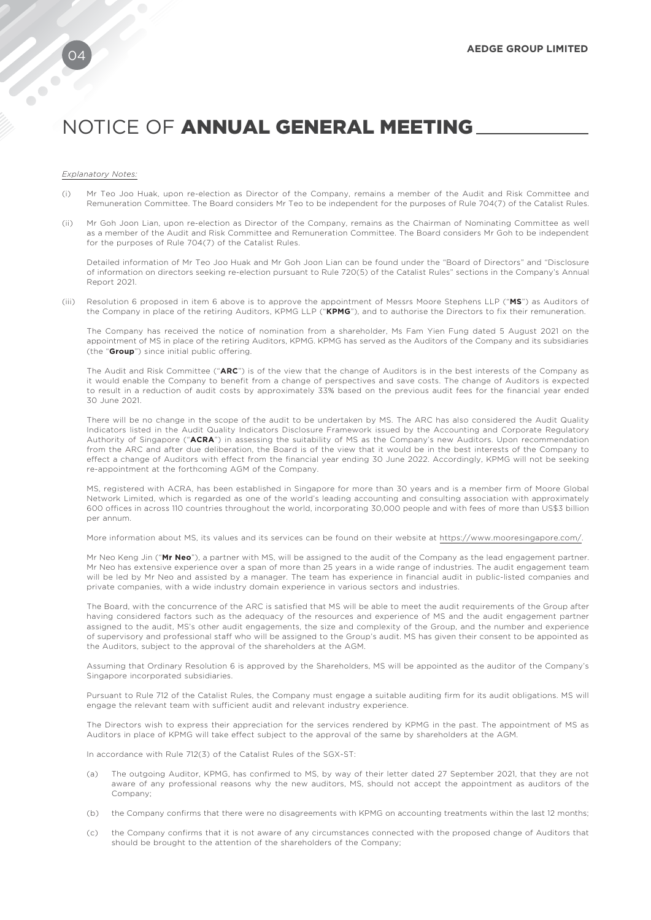# NOTICE OF **ANNUAL GENERAL MEETING**

*Explanatory Notes:*

(i) Mr Teo Joo Huak, upon re-election as Director of the Company, remains a member of the Audit and Risk Committee and Remuneration Committee. The Board considers Mr Teo to be independent for the purposes of Rule 704(7) of the Catalist Rules.

(ii) Mr Goh Joon Lian, upon re-election as Director of the Company, remains as the Chairman of Nominating Committee as well as a member of the Audit and Risk Committee and Remuneration Committee. The Board considers Mr Goh to be independent for the purposes of Rule 704(7) of the Catalist Rules.

Detailed information of Mr Teo Joo Huak and Mr Goh Joon Lian can be found under the "Board of Directors" and "Disclosure of information on directors seeking re-election pursuant to Rule 720(5) of the Catalist Rules" sections in the Company's Annual Report 2021.

(iii) Resolution 6 proposed in item 6 above is to approve the appointment of Messrs Moore Stephens LLP ("**MS**") as Auditors of the Company in place of the retiring Auditors, KPMG LLP ("**KPMG**"), and to authorise the Directors to fix their remuneration.

The Company has received the notice of nomination from a shareholder, Ms Fam Yien Fung dated 5 August 2021 on the appointment of MS in place of the retiring Auditors, KPMG. KPMG has served as the Auditors of the Company and its subsidiaries (the "**Group**") since initial public offering.

The Audit and Risk Committee ("**ARC**") is of the view that the change of Auditors is in the best interests of the Company as it would enable the Company to benefit from a change of perspectives and save costs. The change of Auditors is expected to result in a reduction of audit costs by approximately 33% based on the previous audit fees for the financial year ended 30 June 2021.

There will be no change in the scope of the audit to be undertaken by MS. The ARC has also considered the Audit Quality Indicators listed in the Audit Quality Indicators Disclosure Framework issued by the Accounting and Corporate Regulatory Authority of Singapore ("**ACRA**") in assessing the suitability of MS as the Company's new Auditors. Upon recommendation from the ARC and after due deliberation, the Board is of the view that it would be in the best interests of the Company to effect a change of Auditors with effect from the financial year ending 30 June 2022. Accordingly, KPMG will not be seeking re-appointment at the forthcoming AGM of the Company.

MS, registered with ACRA, has been established in Singapore for more than 30 years and is a member firm of Moore Global Network Limited, which is regarded as one of the world's leading accounting and consulting association with approximately 600 offices in across 110 countries throughout the world, incorporating 30,000 people and with fees of more than US$3 billion per annum.

More information about MS, its values and its services can be found on their website at https://www.mooresingapore.com/.

Mr Neo Keng Jin ("**Mr Neo**"), a partner with MS, will be assigned to the audit of the Company as the lead engagement partner. Mr Neo has extensive experience over a span of more than 25 years in a wide range of industries. The audit engagement team will be led by Mr Neo and assisted by a manager. The team has experience in financial audit in public-listed companies and private companies, with a wide industry domain experience in various sectors and industries.

The Board, with the concurrence of the ARC is satisfied that MS will be able to meet the audit requirements of the Group after having considered factors such as the adequacy of the resources and experience of MS and the audit engagement partner assigned to the audit, MS's other audit engagements, the size and complexity of the Group, and the number and experience of supervisory and professional staff who will be assigned to the Group's audit. MS has given their consent to be appointed as the Auditors, subject to the approval of the shareholders at the AGM.

Assuming that Ordinary Resolution 6 is approved by the Shareholders, MS will be appointed as the auditor of the Company's Singapore incorporated subsidiaries.

Pursuant to Rule 712 of the Catalist Rules, the Company must engage a suitable auditing firm for its audit obligations. MS will engage the relevant team with sufficient audit and relevant industry experience.

The Directors wish to express their appreciation for the services rendered by KPMG in the past. The appointment of MS as Auditors in place of KPMG will take effect subject to the approval of the same by shareholders at the AGM.

In accordance with Rule 712(3) of the Catalist Rules of the SGX-ST:

(a) The outgoing Auditor, KPMG, has confirmed to MS, by way of their letter dated 27 September 2021, that they are not aware of any professional reasons why the new auditors, MS, should not accept the appointment as auditors of the Company;

(b) the Company confirms that there were no disagreements with KPMG on accounting treatments within the last 12 months;

(c) the Company confirms that it is not aware of any circumstances connected with the proposed change of Auditors that should be brought to the attention of the shareholders of the Company;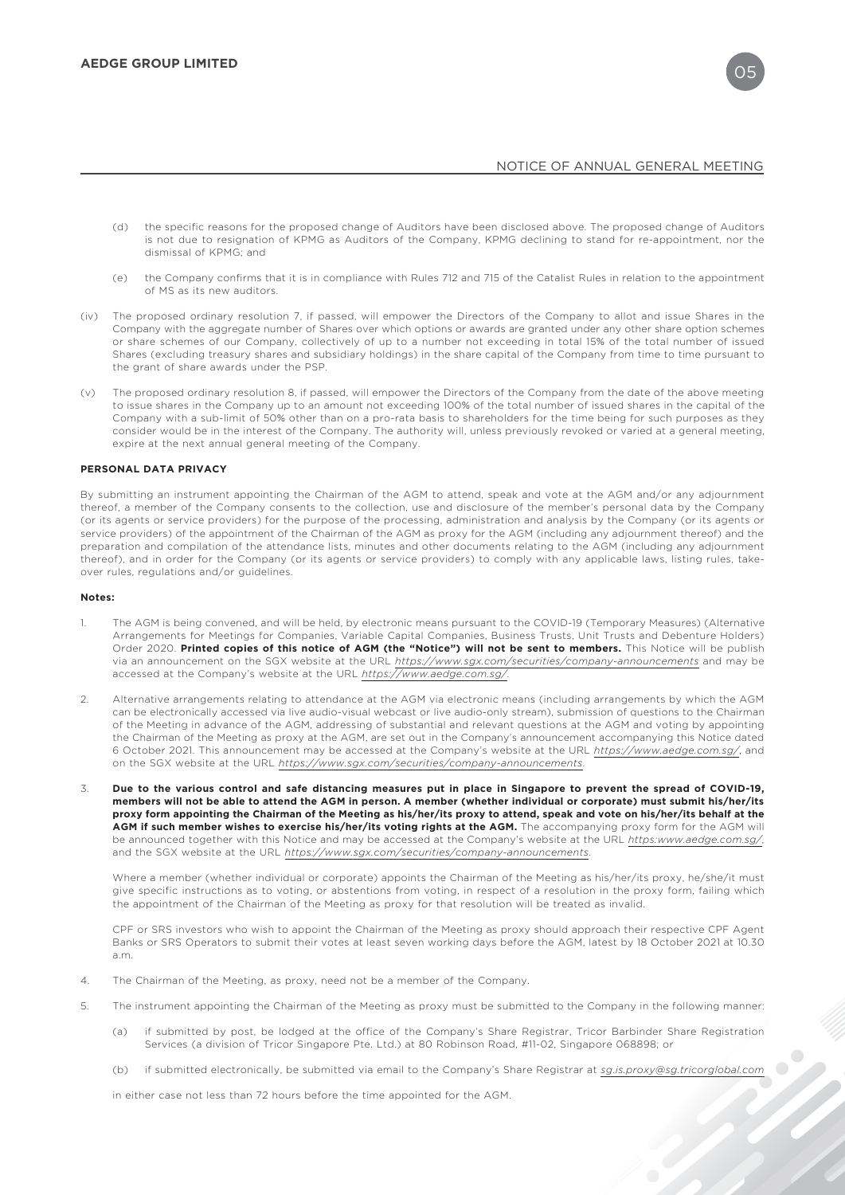(d) the specific reasons for the proposed change of Auditors have been disclosed above. The proposed change of Auditors is not due to resignation of KPMG as Auditors of the Company, KPMG declining to stand for re-appointment, nor the dismissal of KPMG; and

(e) the Company confirms that it is in compliance with Rules 712 and 715 of the Catalist Rules in relation to the appointment of MS as its new auditors.

(iv) The proposed ordinary resolution 7, if passed, will empower the Directors of the Company to allot and issue Shares in the Company with the aggregate number of Shares over which options or awards are granted under any other share option schemes or share schemes of our Company, collectively of up to a number not exceeding in total 15% of the total number of issued Shares (excluding treasury shares and subsidiary holdings) in the share capital of the Company from time to time pursuant to the grant of share awards under the PSP.

(v) The proposed ordinary resolution 8, if passed, will empower the Directors of the Company from the date of the above meeting to issue shares in the Company up to an amount not exceeding 100% of the total number of issued shares in the capital of the Company with a sub-limit of 50% other than on a pro-rata basis to shareholders for the time being for such purposes as they consider would be in the interest of the Company. The authority will, unless previously revoked or varied at a general meeting, expire at the next annual general meeting of the Company.

**PERSONAL DATA PRIVACY**

By submitting an instrument appointing the Chairman of the AGM to attend, speak and vote at the AGM and/or any adjournment thereof, a member of the Company consents to the collection, use and disclosure of the member's personal data by the Company (or its agents or service providers) for the purpose of the processing, administration and analysis by the Company (or its agents or service providers) of the appointment of the Chairman of the AGM as proxy for the AGM (including any adjournment thereof) and the preparation and compilation of the attendance lists, minutes and other documents relating to the AGM (including any adjournment thereof), and in order for the Company (or its agents or service providers) to comply with any applicable laws, listing rules, take-over rules, regulations and/or guidelines.

**Notes:**

1. The AGM is being convened, and will be held, by electronic means pursuant to the COVID-19 (Temporary Measures) (Alternative Arrangements for Meetings for Companies, Variable Capital Companies, Business Trusts, Unit Trusts and Debenture Holders) Order 2020. **Printed copies of this notice of AGM (the "Notice") will not be sent to members.** This Notice will be publish via an announcement on the SGX website at the URL *https://www.sgx.com/securities/company-announcements* and may be accessed at the Company's website at the URL *https://www.aedge.com.sg/*.

2. Alternative arrangements relating to attendance at the AGM via electronic means (including arrangements by which the AGM can be electronically accessed via live audio-visual webcast or live audio-only stream), submission of questions to the Chairman of the Meeting in advance of the AGM, addressing of substantial and relevant questions at the AGM and voting by appointing the Chairman of the Meeting as proxy at the AGM, are set out in the Company's announcement accompanying this Notice dated 6 October 2021. This announcement may be accessed at the Company's website at the URL *https://www.aedge.com.sg/*, and on the SGX website at the URL *https://www.sgx.com/securities/company-announcements*.

3. **Due to the various control and safe distancing measures put in place in Singapore to prevent the spread of COVID-19, members will not be able to attend the AGM in person. A member (whether individual or corporate) must submit his/her/its proxy form appointing the Chairman of the Meeting as his/her/its proxy to attend, speak and vote on his/her/its behalf at the AGM if such member wishes to exercise his/her/its voting rights at the AGM.** The accompanying proxy form for the AGM will be announced together with this Notice and may be accessed at the Company's website at the URL *https:www.aedge.com.sg/*, and the SGX website at the URL *https://www.sgx.com/securities/company-announcements*.

   Where a member (whether individual or corporate) appoints the Chairman of the Meeting as his/her/its proxy, he/she/it must give specific instructions as to voting, or abstentions from voting, in respect of a resolution in the proxy form, failing which the appointment of the Chairman of the Meeting as proxy for that resolution will be treated as invalid.

   CPF or SRS investors who wish to appoint the Chairman of the Meeting as proxy should approach their respective CPF Agent Banks or SRS Operators to submit their votes at least seven working days before the AGM, latest by 18 October 2021 at 10.30 a.m.

4. The Chairman of the Meeting, as proxy, need not be a member of the Company.

5. The instrument appointing the Chairman of the Meeting as proxy must be submitted to the Company in the following manner:

   (a) if submitted by post, be lodged at the office of the Company's Share Registrar, Tricor Barbinder Share Registration Services (a division of Tricor Singapore Pte. Ltd.) at 80 Robinson Road, #11-02, Singapore 068898; or

   (b) if submitted electronically, be submitted via email to the Company's Share Registrar at *sg.is.proxy@sg.tricorglobal.com*

   in either case not less than 72 hours before the time appointed for the AGM.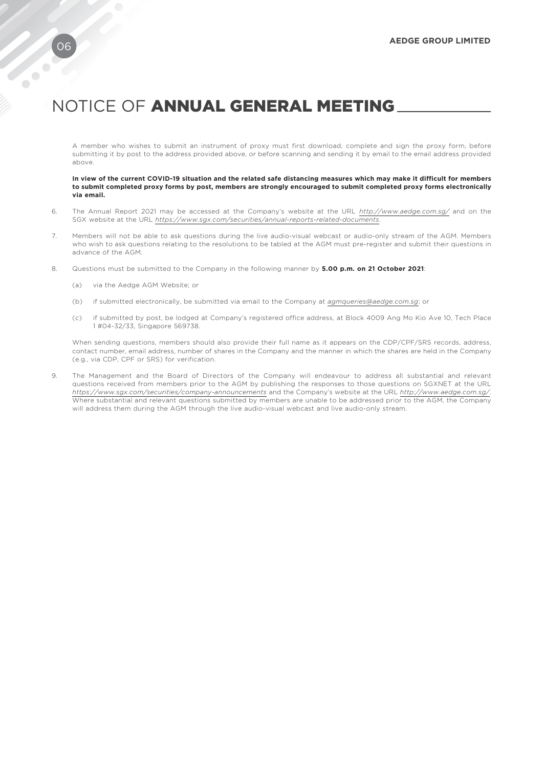# NOTICE OF **ANNUAL GENERAL MEETING**

A member who wishes to submit an instrument of proxy must first download, complete and sign the proxy form, before submitting it by post to the address provided above, or before scanning and sending it by email to the email address provided above.

**In view of the current COVID-19 situation and the related safe distancing measures which may make it difficult for members to submit completed proxy forms by post, members are strongly encouraged to submit completed proxy forms electronically via email.**

6. The Annual Report 2021 may be accessed at the Company's website at the URL *http://www.aedge.com.sg/* and on the SGX website at the URL *https://www.sgx.com/securities/annual-reports-related-documents*.

7. Members will not be able to ask questions during the live audio-visual webcast or audio-only stream of the AGM. Members who wish to ask questions relating to the resolutions to be tabled at the AGM must pre-register and submit their questions in advance of the AGM.

8. Questions must be submitted to the Company in the following manner by **5.00 p.m. on 21 October 2021**:

   (a) via the Aedge AGM Website; or

   (b) if submitted electronically, be submitted via email to the Company at *agmqueries@aedge.com.sg*; or

   (c) if submitted by post, be lodged at Company's registered office address, at Block 4009 Ang Mo Kio Ave 10, Tech Place 1 #04-32/33, Singapore 569738.

   When sending questions, members should also provide their full name as it appears on the CDP/CPF/SRS records, address, contact number, email address, number of shares in the Company and the manner in which the shares are held in the Company (e.g., via CDP, CPF or SRS) for verification.

9. The Management and the Board of Directors of the Company will endeavour to address all substantial and relevant questions received from members prior to the AGM by publishing the responses to those questions on SGXNET at the URL *https://www.sgx.com/securities/company-announcements* and the Company's website at the URL *http://www.aedge.com.sg/*. Where substantial and relevant questions submitted by members are unable to be addressed prior to the AGM, the Company will address them during the AGM through the live audio-visual webcast and live audio-only stream.